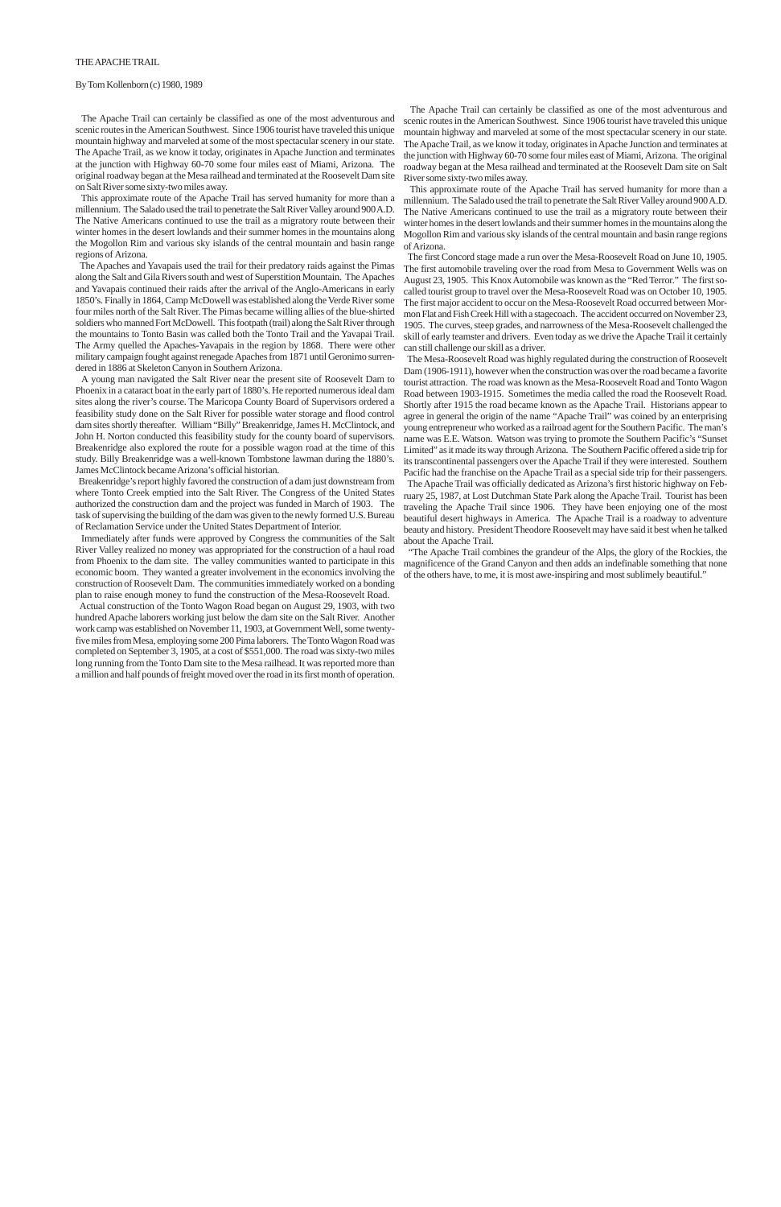THE APACHE TRAIL

By Tom Kollenborn (c) 1980, 1989

The Apache Trail can certainly be classified as one of the most adventurous and scenic routes in the American Southwest. Since 1906 tourist have traveled this unique mountain highway and marveled at some of the most spectacular scenery in our state. The Apache Trail, as we know it today, originates in Apache Junction and terminates at the junction with Highway 60-70 some four miles east of Miami, Arizona. The original roadway began at the Mesa railhead and terminated at the Roosevelt Dam site on Salt River some sixty-two miles away.

This approximate route of the Apache Trail has served humanity for more than a millennium. The Salado used the trail to penetrate the Salt River Valley around 900 A.D. The Native Americans continued to use the trail as a migratory route between their winter homes in the desert lowlands and their summer homes in the mountains along the Mogollon Rim and various sky islands of the central mountain and basin range regions of Arizona.

The Apaches and Yavapais used the trail for their predatory raids against the Pimas along the Salt and Gila Rivers south and west of Superstition Mountain. The Apaches and Yavapais continued their raids after the arrival of the Anglo-Americans in early 1850's. Finally in 1864, Camp McDowell was established along the Verde River some four miles north of the Salt River. The Pimas became willing allies of the blue-shirted soldiers who manned Fort McDowell. This footpath (trail) along the Salt River through the mountains to Tonto Basin was called both the Tonto Trail and the Yavapai Trail. The Army quelled the Apaches-Yavapais in the region by 1868. There were other military campaign fought against renegade Apaches from 1871 until Geronimo surrendered in 1886 at Skeleton Canyon in Southern Arizona.

A young man navigated the Salt River near the present site of Roosevelt Dam to Phoenix in a cataract boat in the early part of 1880's. He reported numerous ideal dam sites along the river's course. The Maricopa County Board of Supervisors ordered a feasibility study done on the Salt River for possible water storage and flood control dam sites shortly thereafter. William "Billy" Breakenridge, James H. McClintock, and John H. Norton conducted this feasibility study for the county board of supervisors. Breakenridge also explored the route for a possible wagon road at the time of this study. Billy Breakenridge was a well-known Tombstone lawman during the 1880's. James McClintock became Arizona's official historian.

Breakenridge's report highly favored the construction of a dam just downstream from where Tonto Creek emptied into the Salt River. The Congress of the United States authorized the construction dam and the project was funded in March of 1903. The task of supervising the building of the dam was given to the newly formed U.S. Bureau of Reclamation Service under the United States Department of Interior.

Immediately after funds were approved by Congress the communities of the Salt River Valley realized no money was appropriated for the construction of a haul road from Phoenix to the dam site. The valley communities wanted to participate in this economic boom. They wanted a greater involvement in the economics involving the construction of Roosevelt Dam. The communities immediately worked on a bonding plan to raise enough money to fund the construction of the Mesa-Roosevelt Road.

Actual construction of the Tonto Wagon Road began on August 29, 1903, with two hundred Apache laborers working just below the dam site on the Salt River. Another work camp was established on November 11, 1903, at Government Well, some twenty-five miles from Mesa, employing some 200 Pima laborers. The Tonto Wagon Road was completed on September 3, 1905, at a cost of $551,000. The road was sixty-two miles long running from the Tonto Dam site to the Mesa railhead. It was reported more than a million and half pounds of freight moved over the road in its first month of operation.

The Apache Trail can certainly be classified as one of the most adventurous and scenic routes in the American Southwest. Since 1906 tourist have traveled this unique mountain highway and marveled at some of the most spectacular scenery in our state. The Apache Trail, as we know it today, originates in Apache Junction and terminates at the junction with Highway 60-70 some four miles east of Miami, Arizona. The original roadway began at the Mesa railhead and terminated at the Roosevelt Dam site on Salt River some sixty-two miles away.

This approximate route of the Apache Trail has served humanity for more than a millennium. The Salado used the trail to penetrate the Salt River Valley around 900 A.D. The Native Americans continued to use the trail as a migratory route between their winter homes in the desert lowlands and their summer homes in the mountains along the Mogollon Rim and various sky islands of the central mountain and basin range regions of Arizona.

The first Concord stage made a run over the Mesa-Roosevelt Road on June 10, 1905. The first automobile traveling over the road from Mesa to Government Wells was on August 23, 1905. This Knox Automobile was known as the "Red Terror." The first so-called tourist group to travel over the Mesa-Roosevelt Road was on October 10, 1905. The first major accident to occur on the Mesa-Roosevelt Road occurred between Mormon Flat and Fish Creek Hill with a stagecoach. The accident occurred on November 23, 1905. The curves, steep grades, and narrowness of the Mesa-Roosevelt challenged the skill of early teamster and drivers. Even today as we drive the Apache Trail it certainly can still challenge our skill as a driver.

The Mesa-Roosevelt Road was highly regulated during the construction of Roosevelt Dam (1906-1911), however when the construction was over the road became a favorite tourist attraction. The road was known as the Mesa-Roosevelt Road and Tonto Wagon Road between 1903-1915. Sometimes the media called the road the Roosevelt Road. Shortly after 1915 the road became known as the Apache Trail. Historians appear to agree in general the origin of the name "Apache Trail" was coined by an enterprising young entrepreneur who worked as a railroad agent for the Southern Pacific. The man's name was E.E. Watson. Watson was trying to promote the Southern Pacific's "Sunset Limited" as it made its way through Arizona. The Southern Pacific offered a side trip for its transcontinental passengers over the Apache Trail if they were interested. Southern Pacific had the franchise on the Apache Trail as a special side trip for their passengers.

The Apache Trail was officially dedicated as Arizona's first historic highway on February 25, 1987, at Lost Dutchman State Park along the Apache Trail. Tourist has been traveling the Apache Trail since 1906. They have been enjoying one of the most beautiful desert highways in America. The Apache Trail is a roadway to adventure beauty and history. President Theodore Roosevelt may have said it best when he talked about the Apache Trail.

"The Apache Trail combines the grandeur of the Alps, the glory of the Rockies, the magnificence of the Grand Canyon and then adds an indefinable something that none of the others have, to me, it is most awe-inspiring and most sublimely beautiful."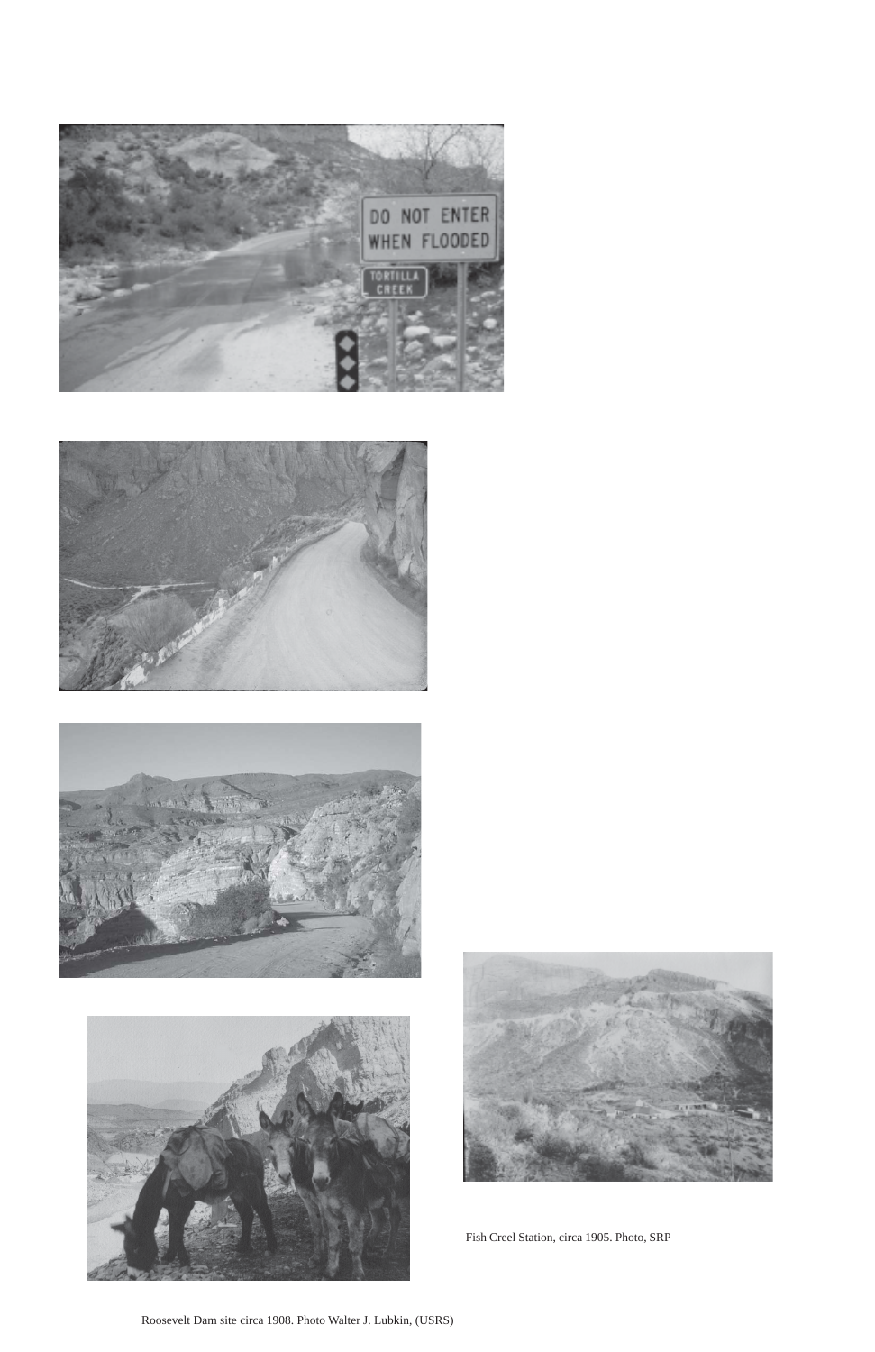Fish Creel Station, circa 1905. Photo, SRP

Roosevelt Dam site circa 1908. Photo Walter J. Lubkin, (USRS)